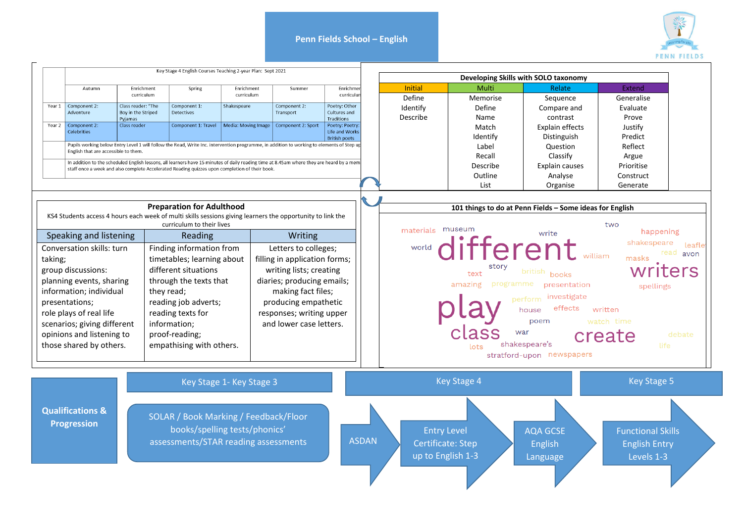# Penn Fields School – English

PENN FIELDS

Key Stage 4 English Courses Teaching 2-year Plan: Sept 2021

| | Autumn | Enrichment curriculum | Spring | Enrichment curriculum | Summer | Enrichment curriculum |
|---|---|---|---|---|---|---|
| Year 1 | Component 2: Adventure | Class reader: "The Boy in the Striped Pyjamas | Component 1: Detectives | Shakespeare | Component 2: Transport | Poetry: Other Cultures and Traditions |
| Year 2 | Component 2: Celebrities | Class reader | Component 1: Travel | Media: Moving Image | Component 2: Sport | Poetry: Poetry: Life and Works British poets |
| | Pupils working below Entry Level 1 will follow the Read, Write Inc. intervention programme, in addition to working to elements of Step up English that are accessible to them. | | | | | |
| | In addition to the scheduled English lessons, all learners have 15 minutes of daily reading time at 8.45am where they are heard by a mem staff once a week and also complete Accelerated Reading quizzes upon completion of their book. | | | | | |

## Developing Skills with SOLO taxonomy

| Initial | Multi | Relate | Extend |
|---|---|---|---|
| Define<br>Identify<br>Describe | Memorise<br>Define<br>Name<br>Match<br>Identify<br>Label<br>Recall<br>Describe<br>Outline<br>List | Sequence<br>Compare and contrast<br>Explain effects<br>Distinguish<br>Question<br>Classify<br>Explain causes<br>Analyse<br>Organise | Generalise<br>Evaluate<br>Prove<br>Justify<br>Predict<br>Reflect<br>Argue<br>Prioritise<br>Construct<br>Generate |

## Preparation for Adulthood

KS4 Students access 4 hours each week of multi skills sessions giving learners the opportunity to link the curriculum to their lives

| Speaking and listening | Reading | Writing |
|---|---|---|
| Conversation skills: turn taking; group discussions: planning events, sharing information; individual presentations; role plays of real life scenarios; giving different opinions and listening to those shared by others. | Finding information from timetables; learning about different situations through the texts that they read; reading job adverts; reading texts for information; proof-reading; empathising with others. | Letters to colleges; filling in application forms; writing lists; creating diaries; producing emails; making fact files; producing empathetic responses; writing upper and lower case letters. |

## 101 things to do at Penn Fields – Some ideas for English

materials museum write two happening world different shakespeare leafle read avon william masks story british books writers text amazing programme presentation spellings perform investigate play house effects written poem watch time class war create debate lots shakespeare's life stratford-upon newspapers

## Qualifications & Progression

**Key Stage 1- Key Stage 3**

SOLAR / Book Marking / Feedback/Floor books/spelling tests/phonics' assessments/STAR reading assessments

**Key Stage 4**

ASDAN → Entry Level Certificate: Step up to English 1-3 → AQA GCSE English Language

**Key Stage 5**

Functional Skills English Entry Levels 1-3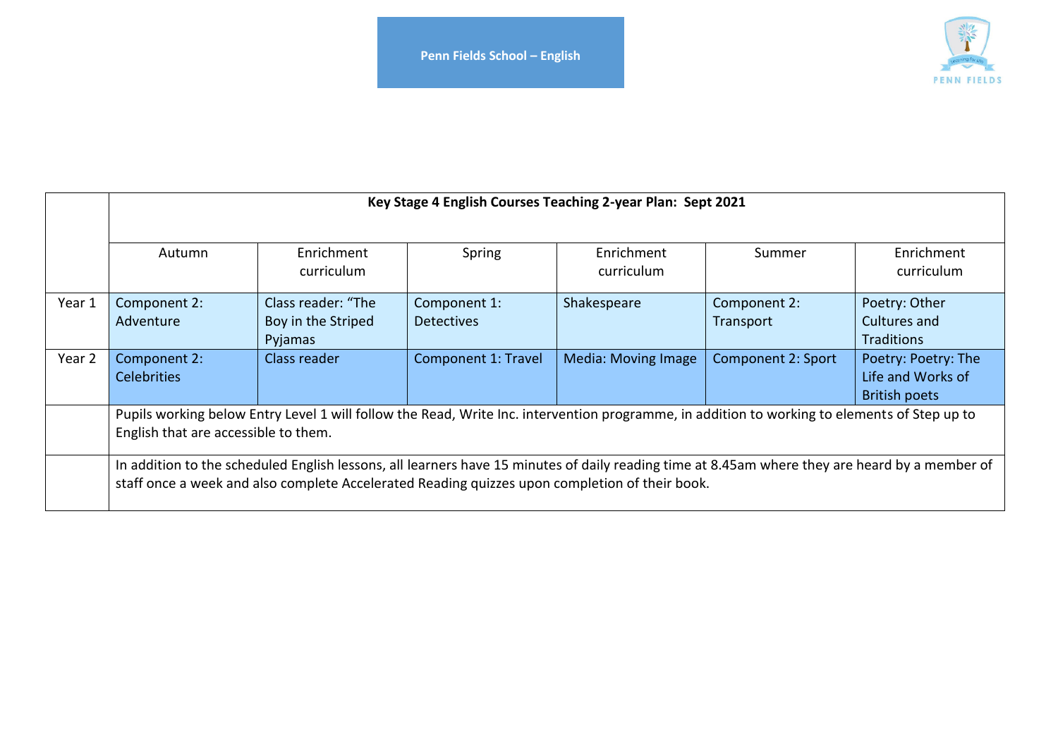Penn Fields School – English

PENN FIELDS

| | Key Stage 4 English Courses Teaching 2-year Plan: Sept 2021 | | | | | |
|---|---|---|---|---|---|---|
| | Autumn | Enrichment curriculum | Spring | Enrichment curriculum | Summer | Enrichment curriculum |
| Year 1 | Component 2: Adventure | Class reader: “The Boy in the Striped Pyjamas | Component 1: Detectives | Shakespeare | Component 2: Transport | Poetry: Other Cultures and Traditions |
| Year 2 | Component 2: Celebrities | Class reader | Component 1: Travel | Media: Moving Image | Component 2: Sport | Poetry: Poetry: The Life and Works of British poets |
| | Pupils working below Entry Level 1 will follow the Read, Write Inc. intervention programme, in addition to working to elements of Step up to English that are accessible to them. | | | | | |
| | In addition to the scheduled English lessons, all learners have 15 minutes of daily reading time at 8.45am where they are heard by a member of staff once a week and also complete Accelerated Reading quizzes upon completion of their book. | | | | | |